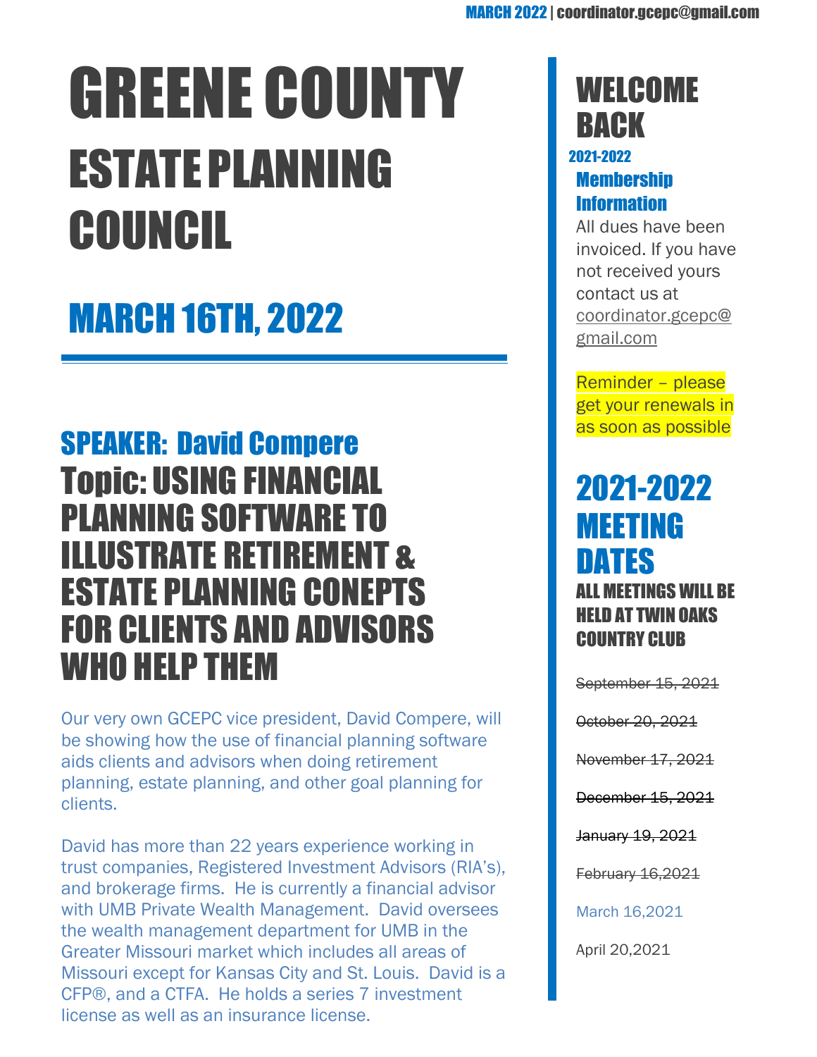# GREENE COUNTY

## ESTATE PLANNING COUNCIL

## MARCH 16TH, 2022

---

### SPEAKER: David Compere

### Topic: USING FINANCIAL PLANNING SOFTWARE TO ILLUSTRATE RETIREMENT & ESTATE PLANNING CONEPTS FOR CLIENTS AND ADVISORS WHO HELP THEM

Our very own GCEPC vice president, David Compere, will be showing how the use of financial planning software aids clients and advisors when doing retirement planning, estate planning, and other goal planning for clients.

David has more than 22 years experience working in trust companies, Registered Investment Advisors (RIA's), and brokerage firms. He is currently a financial advisor with UMB Private Wealth Management. David oversees the wealth management department for UMB in the Greater Missouri market which includes all areas of Missouri except for Kansas City and St. Louis. David is a CFP®, and a CTFA. He holds a series 7 investment license as well as an insurance license.

## WELCOME BACK

**2021-2022**

### Membership Information

All dues have been invoiced. If you have not received yours contact us at coordinator.gcepc@gmail.com

Reminder – please get your renewals in as soon as possible

## 2021-2022 MEETING DATES

**ALL MEETINGS WILL BE HELD AT TWIN OAKS COUNTRY CLUB**

~~September 15, 2021~~

~~October 20, 2021~~

~~November 17, 2021~~

~~December 15, 2021~~

~~January 19, 2021~~

~~February 16,2021~~

March 16,2021

April 20,2021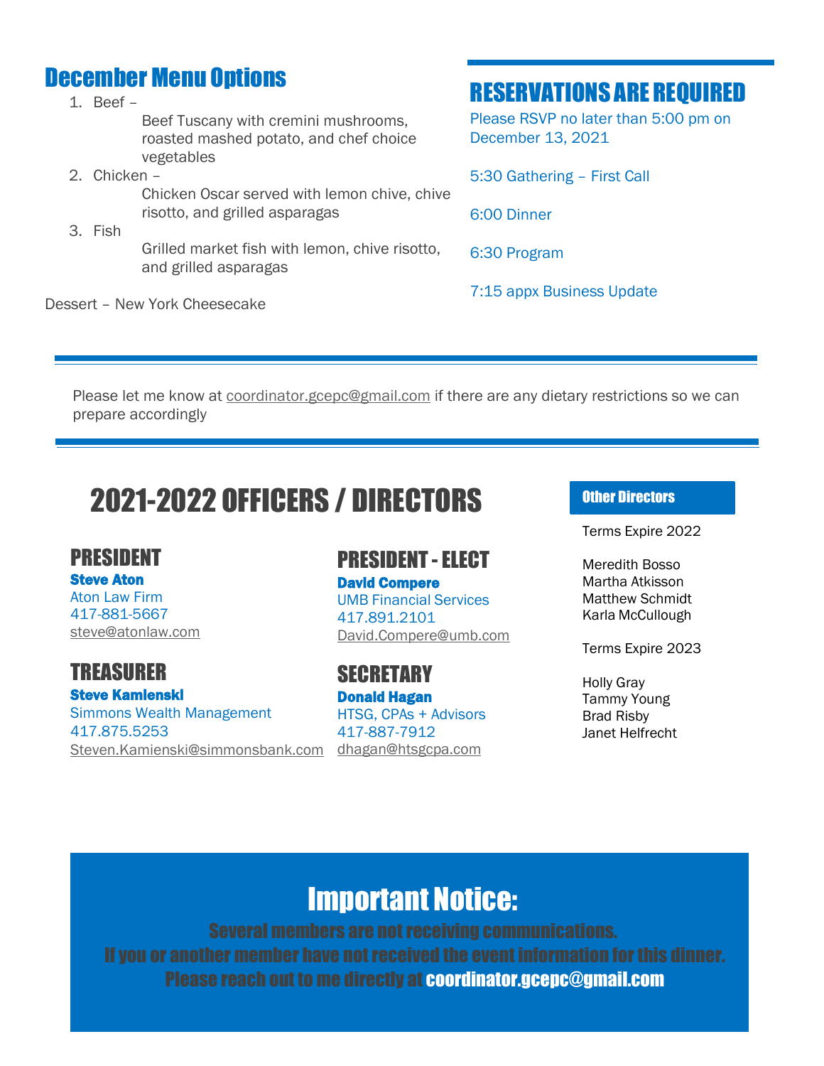## December Menu Options

1. Beef –

   Beef Tuscany with cremini mushrooms, roasted mashed potato, and chef choice vegetables

2. Chicken –

   Chicken Oscar served with lemon chive, chive risotto, and grilled asparagas

3. Fish

   Grilled market fish with lemon, chive risotto, and grilled asparagas

Dessert – New York Cheesecake

## RESERVATIONS ARE REQUIRED

Please RSVP no later than 5:00 pm on December 13, 2021

5:30 Gathering – First Call

6:00 Dinner

6:30 Program

7:15 appx Business Update

Please let me know at coordinator.gcepc@gmail.com if there are any dietary restrictions so we can prepare accordingly

# 2021-2022 OFFICERS / DIRECTORS

### PRESIDENT

**Steve Aton**
Aton Law Firm
417-881-5667
steve@atonlaw.com

### PRESIDENT - ELECT

**David Compere**
UMB Financial Services
417.891.2101
David.Compere@umb.com

### TREASURER

**Steve Kamienski**
Simmons Wealth Management
417.875.5253
Steven.Kamienski@simmonsbank.com

### SECRETARY

**Donald Hagan**
HTSG, CPAs + Advisors
417-887-7912
dhagan@htsgcpa.com

### Other Directors

Terms Expire 2022

Meredith Bosso
Martha Atkisson
Matthew Schmidt
Karla McCullough

Terms Expire 2023

Holly Gray
Tammy Young
Brad Risby
Janet Helfrecht

## Important Notice:

**Several members are not receiving communications.**
**If you or another member have not received the event information for this dinner.**
**Please reach out to me directly at coordinator.gcepc@gmail.com**